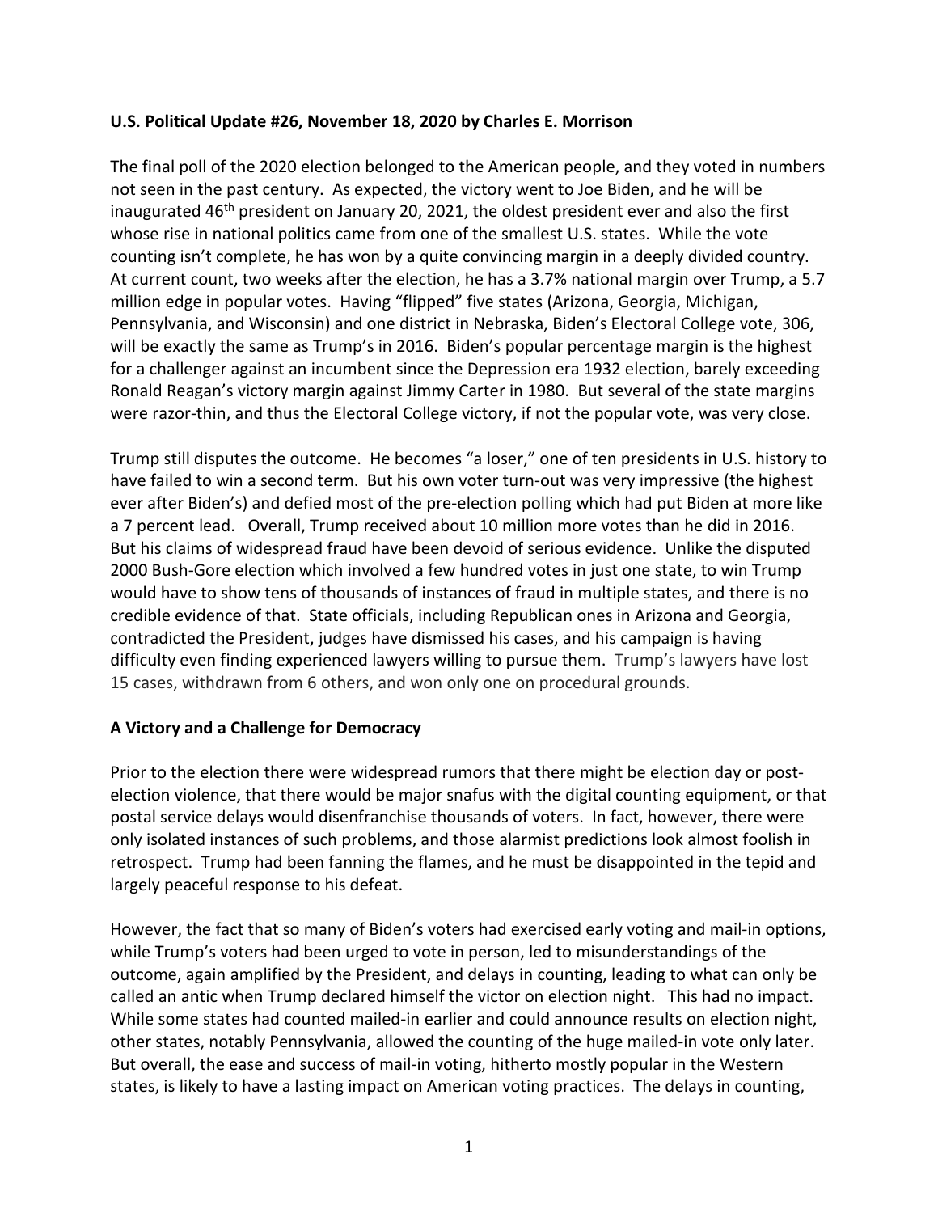**U.S. Political Update #26, November 18, 2020 by Charles E. Morrison**

The final poll of the 2020 election belonged to the American people, and they voted in numbers not seen in the past century. As expected, the victory went to Joe Biden, and he will be inaugurated 46th president on January 20, 2021, the oldest president ever and also the first whose rise in national politics came from one of the smallest U.S. states. While the vote counting isn't complete, he has won by a quite convincing margin in a deeply divided country. At current count, two weeks after the election, he has a 3.7% national margin over Trump, a 5.7 million edge in popular votes. Having "flipped" five states (Arizona, Georgia, Michigan, Pennsylvania, and Wisconsin) and one district in Nebraska, Biden's Electoral College vote, 306, will be exactly the same as Trump's in 2016. Biden's popular percentage margin is the highest for a challenger against an incumbent since the Depression era 1932 election, barely exceeding Ronald Reagan's victory margin against Jimmy Carter in 1980. But several of the state margins were razor-thin, and thus the Electoral College victory, if not the popular vote, was very close.

Trump still disputes the outcome. He becomes "a loser," one of ten presidents in U.S. history to have failed to win a second term. But his own voter turn-out was very impressive (the highest ever after Biden's) and defied most of the pre-election polling which had put Biden at more like a 7 percent lead. Overall, Trump received about 10 million more votes than he did in 2016. But his claims of widespread fraud have been devoid of serious evidence. Unlike the disputed 2000 Bush-Gore election which involved a few hundred votes in just one state, to win Trump would have to show tens of thousands of instances of fraud in multiple states, and there is no credible evidence of that. State officials, including Republican ones in Arizona and Georgia, contradicted the President, judges have dismissed his cases, and his campaign is having difficulty even finding experienced lawyers willing to pursue them. Trump's lawyers have lost 15 cases, withdrawn from 6 others, and won only one on procedural grounds.

**A Victory and a Challenge for Democracy**

Prior to the election there were widespread rumors that there might be election day or post-election violence, that there would be major snafus with the digital counting equipment, or that postal service delays would disenfranchise thousands of voters. In fact, however, there were only isolated instances of such problems, and those alarmist predictions look almost foolish in retrospect. Trump had been fanning the flames, and he must be disappointed in the tepid and largely peaceful response to his defeat.

However, the fact that so many of Biden's voters had exercised early voting and mail-in options, while Trump's voters had been urged to vote in person, led to misunderstandings of the outcome, again amplified by the President, and delays in counting, leading to what can only be called an antic when Trump declared himself the victor on election night. This had no impact. While some states had counted mailed-in earlier and could announce results on election night, other states, notably Pennsylvania, allowed the counting of the huge mailed-in vote only later. But overall, the ease and success of mail-in voting, hitherto mostly popular in the Western states, is likely to have a lasting impact on American voting practices. The delays in counting,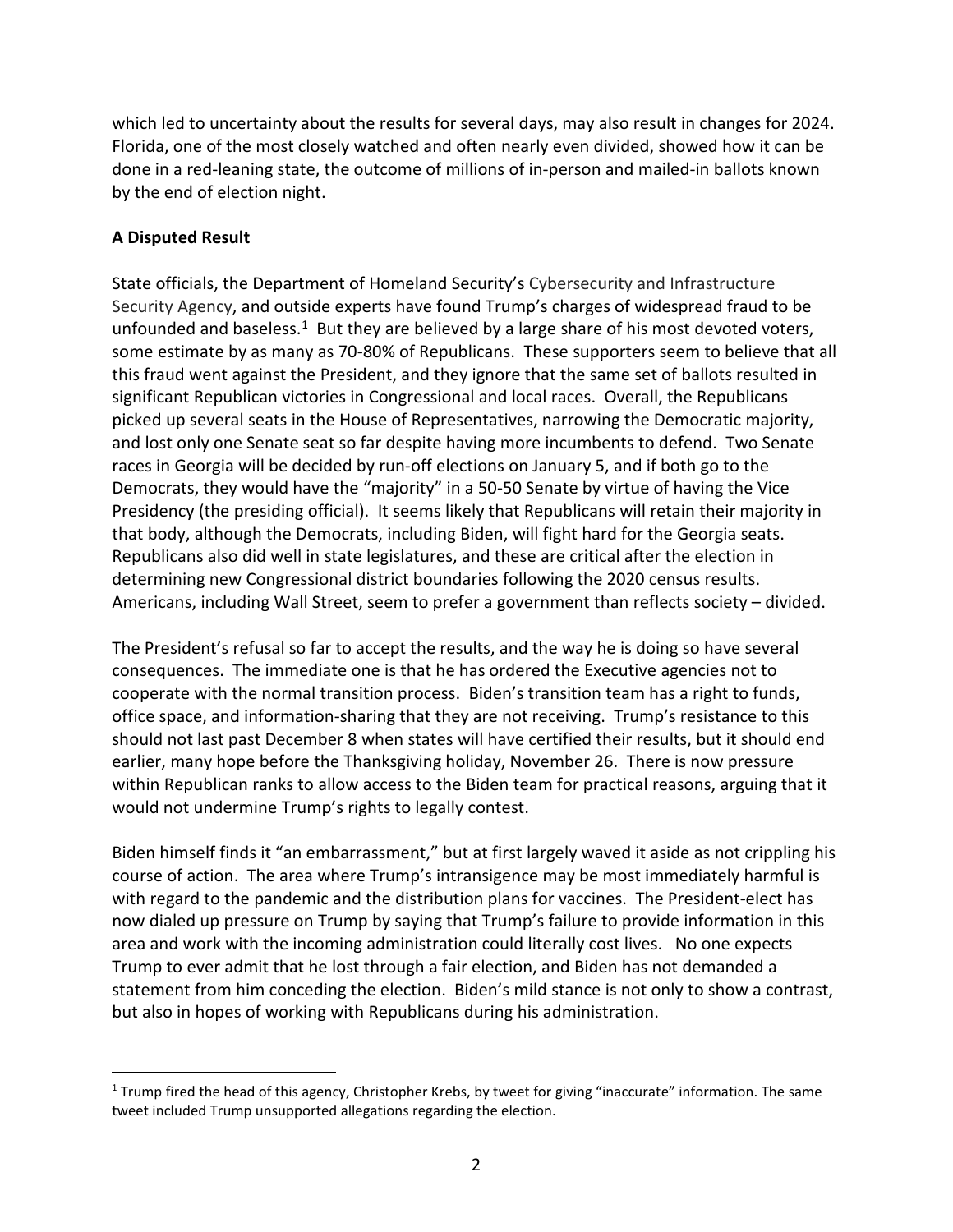which led to uncertainty about the results for several days, may also result in changes for 2024. Florida, one of the most closely watched and often nearly even divided, showed how it can be done in a red-leaning state, the outcome of millions of in-person and mailed-in ballots known by the end of election night.

**A Disputed Result**

State officials, the Department of Homeland Security's Cybersecurity and Infrastructure Security Agency, and outside experts have found Trump's charges of widespread fraud to be unfounded and baseless.[1] But they are believed by a large share of his most devoted voters, some estimate by as many as 70-80% of Republicans. These supporters seem to believe that all this fraud went against the President, and they ignore that the same set of ballots resulted in significant Republican victories in Congressional and local races. Overall, the Republicans picked up several seats in the House of Representatives, narrowing the Democratic majority, and lost only one Senate seat so far despite having more incumbents to defend. Two Senate races in Georgia will be decided by run-off elections on January 5, and if both go to the Democrats, they would have the "majority" in a 50-50 Senate by virtue of having the Vice Presidency (the presiding official). It seems likely that Republicans will retain their majority in that body, although the Democrats, including Biden, will fight hard for the Georgia seats. Republicans also did well in state legislatures, and these are critical after the election in determining new Congressional district boundaries following the 2020 census results. Americans, including Wall Street, seem to prefer a government than reflects society – divided.

The President's refusal so far to accept the results, and the way he is doing so have several consequences. The immediate one is that he has ordered the Executive agencies not to cooperate with the normal transition process. Biden's transition team has a right to funds, office space, and information-sharing that they are not receiving. Trump's resistance to this should not last past December 8 when states will have certified their results, but it should end earlier, many hope before the Thanksgiving holiday, November 26. There is now pressure within Republican ranks to allow access to the Biden team for practical reasons, arguing that it would not undermine Trump's rights to legally contest.

Biden himself finds it "an embarrassment," but at first largely waved it aside as not crippling his course of action. The area where Trump's intransigence may be most immediately harmful is with regard to the pandemic and the distribution plans for vaccines. The President-elect has now dialed up pressure on Trump by saying that Trump's failure to provide information in this area and work with the incoming administration could literally cost lives. No one expects Trump to ever admit that he lost through a fair election, and Biden has not demanded a statement from him conceding the election. Biden's mild stance is not only to show a contrast, but also in hopes of working with Republicans during his administration.

---

[1] Trump fired the head of this agency, Christopher Krebs, by tweet for giving "inaccurate" information. The same tweet included Trump unsupported allegations regarding the election.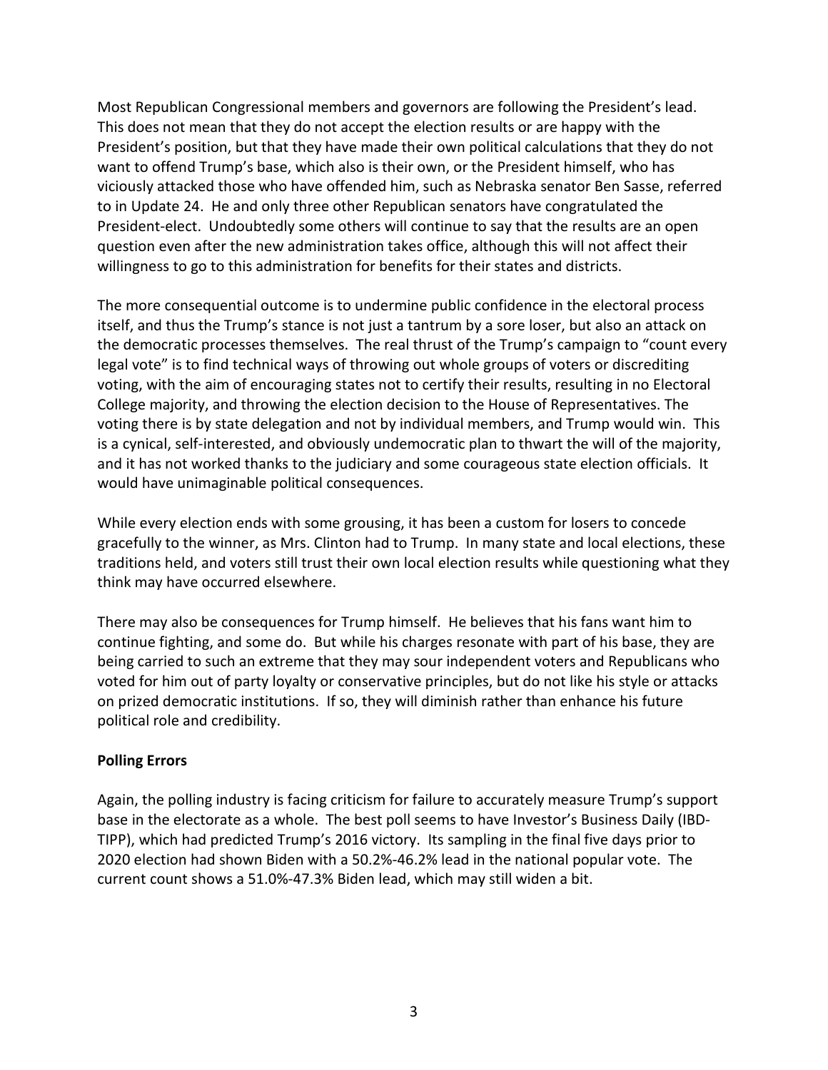Most Republican Congressional members and governors are following the President's lead. This does not mean that they do not accept the election results or are happy with the President's position, but that they have made their own political calculations that they do not want to offend Trump's base, which also is their own, or the President himself, who has viciously attacked those who have offended him, such as Nebraska senator Ben Sasse, referred to in Update 24. He and only three other Republican senators have congratulated the President-elect. Undoubtedly some others will continue to say that the results are an open question even after the new administration takes office, although this will not affect their willingness to go to this administration for benefits for their states and districts.

The more consequential outcome is to undermine public confidence in the electoral process itself, and thus the Trump's stance is not just a tantrum by a sore loser, but also an attack on the democratic processes themselves. The real thrust of the Trump's campaign to "count every legal vote" is to find technical ways of throwing out whole groups of voters or discrediting voting, with the aim of encouraging states not to certify their results, resulting in no Electoral College majority, and throwing the election decision to the House of Representatives. The voting there is by state delegation and not by individual members, and Trump would win. This is a cynical, self-interested, and obviously undemocratic plan to thwart the will of the majority, and it has not worked thanks to the judiciary and some courageous state election officials. It would have unimaginable political consequences.

While every election ends with some grousing, it has been a custom for losers to concede gracefully to the winner, as Mrs. Clinton had to Trump. In many state and local elections, these traditions held, and voters still trust their own local election results while questioning what they think may have occurred elsewhere.

There may also be consequences for Trump himself. He believes that his fans want him to continue fighting, and some do. But while his charges resonate with part of his base, they are being carried to such an extreme that they may sour independent voters and Republicans who voted for him out of party loyalty or conservative principles, but do not like his style or attacks on prized democratic institutions. If so, they will diminish rather than enhance his future political role and credibility.

**Polling Errors**

Again, the polling industry is facing criticism for failure to accurately measure Trump's support base in the electorate as a whole. The best poll seems to have Investor's Business Daily (IBD-TIPP), which had predicted Trump's 2016 victory. Its sampling in the final five days prior to 2020 election had shown Biden with a 50.2%-46.2% lead in the national popular vote. The current count shows a 51.0%-47.3% Biden lead, which may still widen a bit.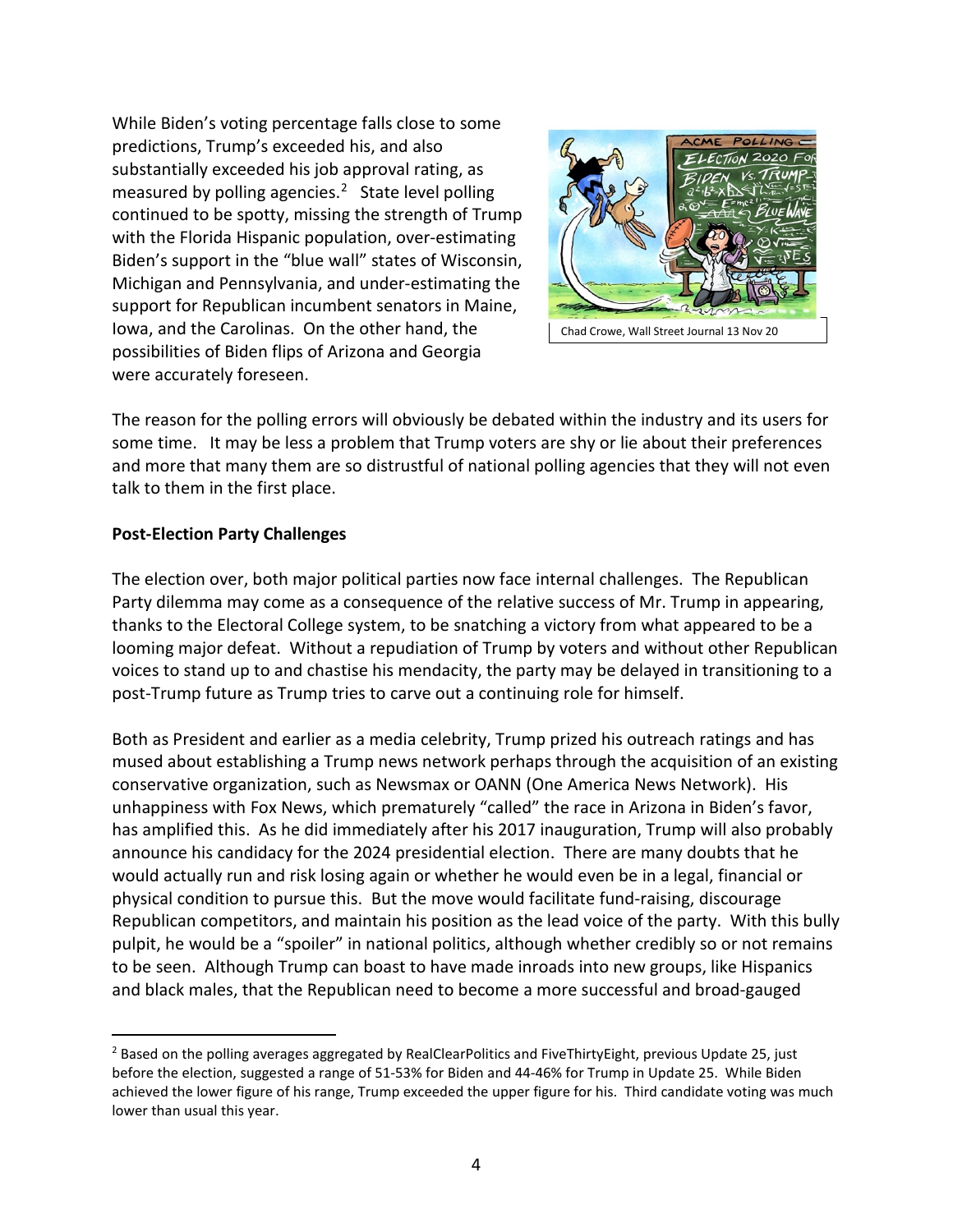While Biden's voting percentage falls close to some predictions, Trump's exceeded his, and also substantially exceeded his job approval rating, as measured by polling agencies.[2] State level polling continued to be spotty, missing the strength of Trump with the Florida Hispanic population, over-estimating Biden's support in the "blue wall" states of Wisconsin, Michigan and Pennsylvania, and under-estimating the support for Republican incumbent senators in Maine, Iowa, and the Carolinas. On the other hand, the possibilities of Biden flips of Arizona and Georgia were accurately foreseen.

Chad Crowe, Wall Street Journal 13 Nov 20

The reason for the polling errors will obviously be debated within the industry and its users for some time. It may be less a problem that Trump voters are shy or lie about their preferences and more that many them are so distrustful of national polling agencies that they will not even talk to them in the first place.

**Post-Election Party Challenges**

The election over, both major political parties now face internal challenges. The Republican Party dilemma may come as a consequence of the relative success of Mr. Trump in appearing, thanks to the Electoral College system, to be snatching a victory from what appeared to be a looming major defeat. Without a repudiation of Trump by voters and without other Republican voices to stand up to and chastise his mendacity, the party may be delayed in transitioning to a post-Trump future as Trump tries to carve out a continuing role for himself.

Both as President and earlier as a media celebrity, Trump prized his outreach ratings and has mused about establishing a Trump news network perhaps through the acquisition of an existing conservative organization, such as Newsmax or OANN (One America News Network). His unhappiness with Fox News, which prematurely "called" the race in Arizona in Biden's favor, has amplified this. As he did immediately after his 2017 inauguration, Trump will also probably announce his candidacy for the 2024 presidential election. There are many doubts that he would actually run and risk losing again or whether he would even be in a legal, financial or physical condition to pursue this. But the move would facilitate fund-raising, discourage Republican competitors, and maintain his position as the lead voice of the party. With this bully pulpit, he would be a "spoiler" in national politics, although whether credibly so or not remains to be seen. Although Trump can boast to have made inroads into new groups, like Hispanics and black males, that the Republican need to become a more successful and broad-gauged

[2] Based on the polling averages aggregated by RealClearPolitics and FiveThirtyEight, previous Update 25, just before the election, suggested a range of 51-53% for Biden and 44-46% for Trump in Update 25. While Biden achieved the lower figure of his range, Trump exceeded the upper figure for his. Third candidate voting was much lower than usual this year.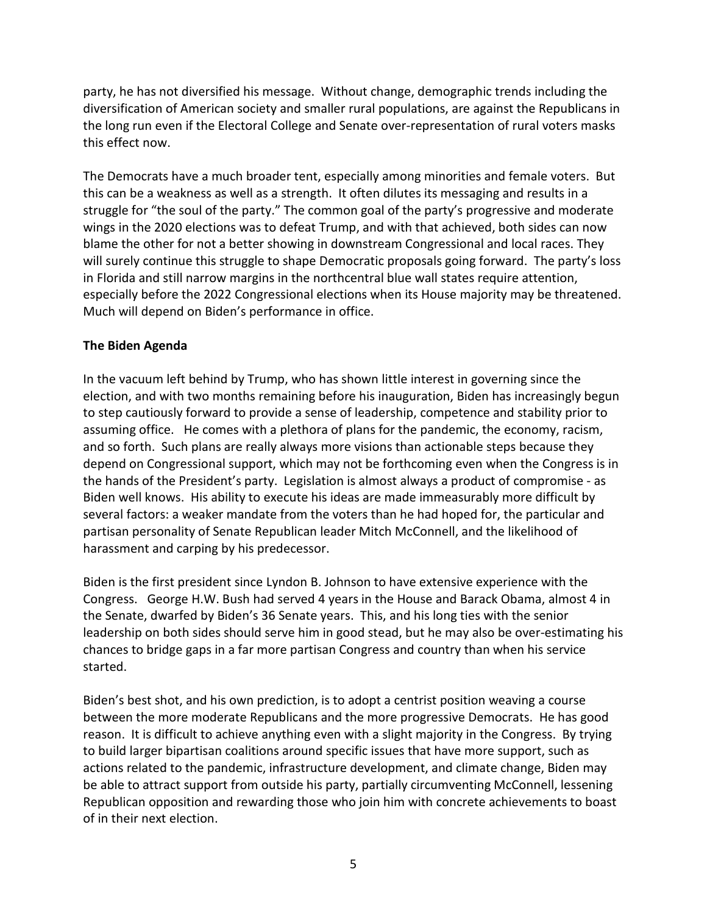party, he has not diversified his message. Without change, demographic trends including the diversification of American society and smaller rural populations, are against the Republicans in the long run even if the Electoral College and Senate over-representation of rural voters masks this effect now.

The Democrats have a much broader tent, especially among minorities and female voters. But this can be a weakness as well as a strength. It often dilutes its messaging and results in a struggle for "the soul of the party." The common goal of the party's progressive and moderate wings in the 2020 elections was to defeat Trump, and with that achieved, both sides can now blame the other for not a better showing in downstream Congressional and local races. They will surely continue this struggle to shape Democratic proposals going forward. The party's loss in Florida and still narrow margins in the northcentral blue wall states require attention, especially before the 2022 Congressional elections when its House majority may be threatened. Much will depend on Biden's performance in office.

**The Biden Agenda**

In the vacuum left behind by Trump, who has shown little interest in governing since the election, and with two months remaining before his inauguration, Biden has increasingly begun to step cautiously forward to provide a sense of leadership, competence and stability prior to assuming office. He comes with a plethora of plans for the pandemic, the economy, racism, and so forth. Such plans are really always more visions than actionable steps because they depend on Congressional support, which may not be forthcoming even when the Congress is in the hands of the President's party. Legislation is almost always a product of compromise - as Biden well knows. His ability to execute his ideas are made immeasurably more difficult by several factors: a weaker mandate from the voters than he had hoped for, the particular and partisan personality of Senate Republican leader Mitch McConnell, and the likelihood of harassment and carping by his predecessor.

Biden is the first president since Lyndon B. Johnson to have extensive experience with the Congress. George H.W. Bush had served 4 years in the House and Barack Obama, almost 4 in the Senate, dwarfed by Biden's 36 Senate years. This, and his long ties with the senior leadership on both sides should serve him in good stead, but he may also be over-estimating his chances to bridge gaps in a far more partisan Congress and country than when his service started.

Biden's best shot, and his own prediction, is to adopt a centrist position weaving a course between the more moderate Republicans and the more progressive Democrats. He has good reason. It is difficult to achieve anything even with a slight majority in the Congress. By trying to build larger bipartisan coalitions around specific issues that have more support, such as actions related to the pandemic, infrastructure development, and climate change, Biden may be able to attract support from outside his party, partially circumventing McConnell, lessening Republican opposition and rewarding those who join him with concrete achievements to boast of in their next election.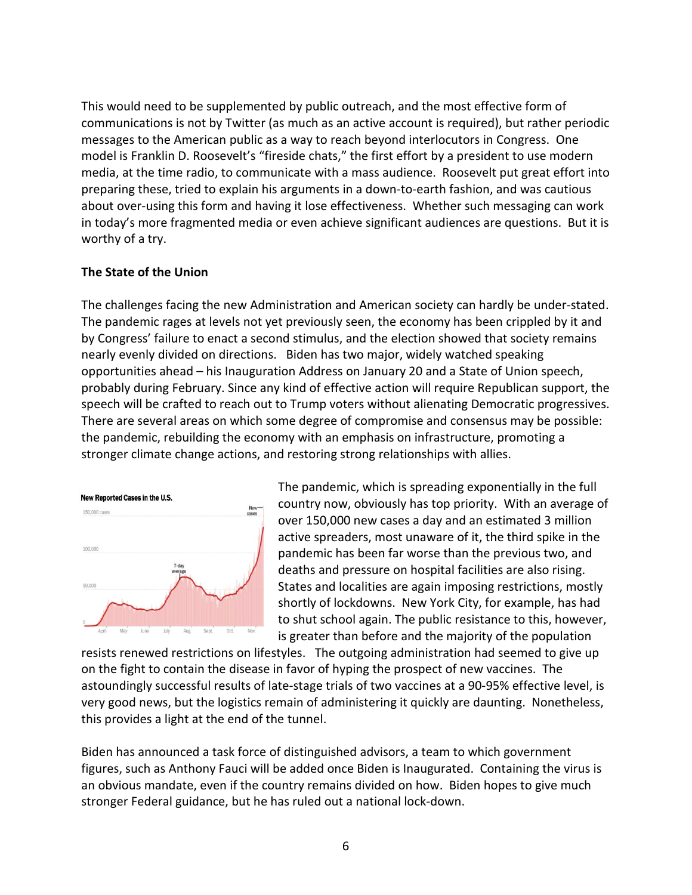This would need to be supplemented by public outreach, and the most effective form of communications is not by Twitter (as much as an active account is required), but rather periodic messages to the American public as a way to reach beyond interlocutors in Congress. One model is Franklin D. Roosevelt's "fireside chats," the first effort by a president to use modern media, at the time radio, to communicate with a mass audience. Roosevelt put great effort into preparing these, tried to explain his arguments in a down-to-earth fashion, and was cautious about over-using this form and having it lose effectiveness. Whether such messaging can work in today's more fragmented media or even achieve significant audiences are questions. But it is worthy of a try.

**The State of the Union**

The challenges facing the new Administration and American society can hardly be under-stated. The pandemic rages at levels not yet previously seen, the economy has been crippled by it and by Congress' failure to enact a second stimulus, and the election showed that society remains nearly evenly divided on directions. Biden has two major, widely watched speaking opportunities ahead – his Inauguration Address on January 20 and a State of Union speech, probably during February. Since any kind of effective action will require Republican support, the speech will be crafted to reach out to Trump voters without alienating Democratic progressives. There are several areas on which some degree of compromise and consensus may be possible: the pandemic, rebuilding the economy with an emphasis on infrastructure, promoting a stronger climate change actions, and restoring strong relationships with allies.

The pandemic, which is spreading exponentially in the full country now, obviously has top priority. With an average of over 150,000 new cases a day and an estimated 3 million active spreaders, most unaware of it, the third spike in the pandemic has been far worse than the previous two, and deaths and pressure on hospital facilities are also rising. States and localities are again imposing restrictions, mostly shortly of lockdowns. New York City, for example, has had to shut school again. The public resistance to this, however, is greater than before and the majority of the population resists renewed restrictions on lifestyles. The outgoing administration had seemed to give up on the fight to contain the disease in favor of hyping the prospect of new vaccines. The astoundingly successful results of late-stage trials of two vaccines at a 90-95% effective level, is very good news, but the logistics remain of administering it quickly are daunting. Nonetheless, this provides a light at the end of the tunnel.

Biden has announced a task force of distinguished advisors, a team to which government figures, such as Anthony Fauci will be added once Biden is Inaugurated. Containing the virus is an obvious mandate, even if the country remains divided on how. Biden hopes to give much stronger Federal guidance, but he has ruled out a national lock-down.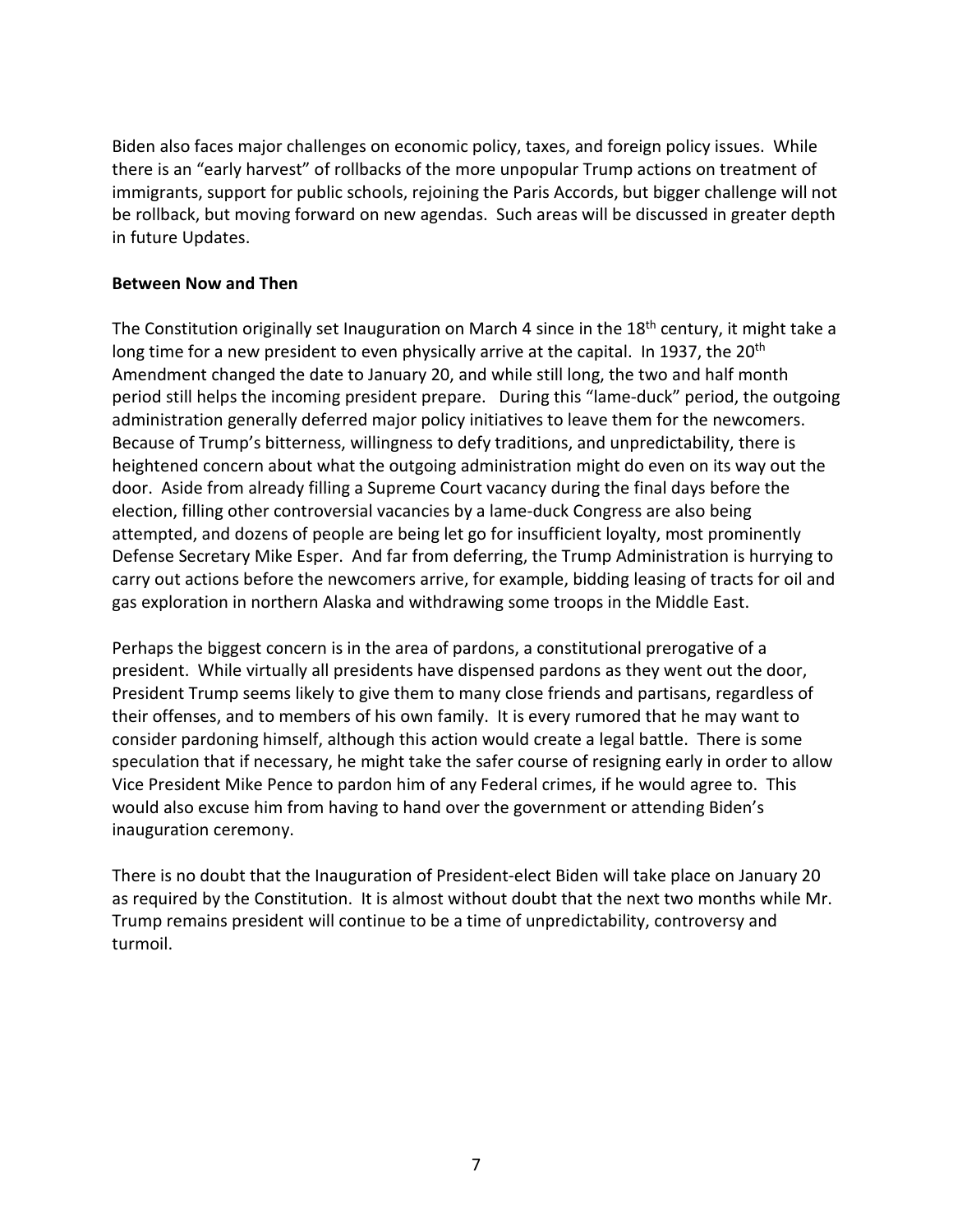Biden also faces major challenges on economic policy, taxes, and foreign policy issues. While there is an "early harvest" of rollbacks of the more unpopular Trump actions on treatment of immigrants, support for public schools, rejoining the Paris Accords, but bigger challenge will not be rollback, but moving forward on new agendas. Such areas will be discussed in greater depth in future Updates.

**Between Now and Then**

The Constitution originally set Inauguration on March 4 since in the 18th century, it might take a long time for a new president to even physically arrive at the capital. In 1937, the 20th Amendment changed the date to January 20, and while still long, the two and half month period still helps the incoming president prepare. During this "lame-duck" period, the outgoing administration generally deferred major policy initiatives to leave them for the newcomers. Because of Trump's bitterness, willingness to defy traditions, and unpredictability, there is heightened concern about what the outgoing administration might do even on its way out the door. Aside from already filling a Supreme Court vacancy during the final days before the election, filling other controversial vacancies by a lame-duck Congress are also being attempted, and dozens of people are being let go for insufficient loyalty, most prominently Defense Secretary Mike Esper. And far from deferring, the Trump Administration is hurrying to carry out actions before the newcomers arrive, for example, bidding leasing of tracts for oil and gas exploration in northern Alaska and withdrawing some troops in the Middle East.

Perhaps the biggest concern is in the area of pardons, a constitutional prerogative of a president. While virtually all presidents have dispensed pardons as they went out the door, President Trump seems likely to give them to many close friends and partisans, regardless of their offenses, and to members of his own family. It is every rumored that he may want to consider pardoning himself, although this action would create a legal battle. There is some speculation that if necessary, he might take the safer course of resigning early in order to allow Vice President Mike Pence to pardon him of any Federal crimes, if he would agree to. This would also excuse him from having to hand over the government or attending Biden's inauguration ceremony.

There is no doubt that the Inauguration of President-elect Biden will take place on January 20 as required by the Constitution. It is almost without doubt that the next two months while Mr. Trump remains president will continue to be a time of unpredictability, controversy and turmoil.